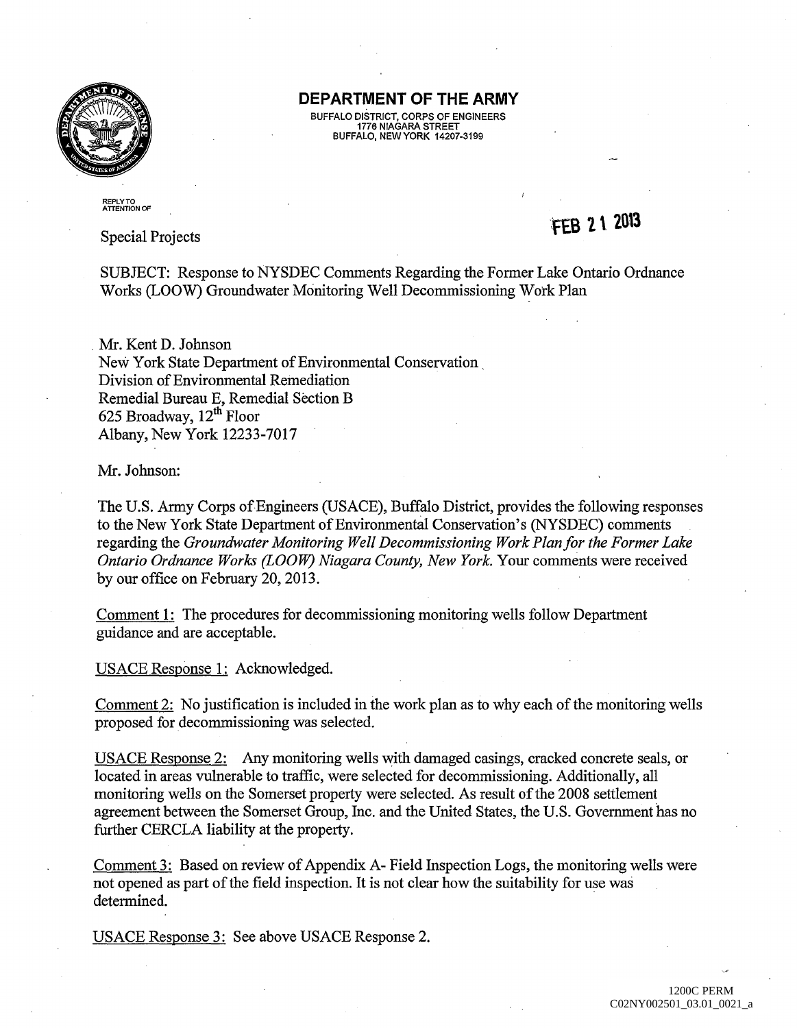# DEPARTMENT OF THE ARMY

BUFFALO DISTRICT, CORPS OF ENGINEERS
1776 NIAGARA STREET
BUFFALO, NEW YORK 14207-3199

REPLY TO ATTENTION OF

Special Projects

FEB 21 2013

SUBJECT: Response to NYSDEC Comments Regarding the Former Lake Ontario Ordnance Works (LOOW) Groundwater Monitoring Well Decommissioning Work Plan

Mr. Kent D. Johnson
New York State Department of Environmental Conservation
Division of Environmental Remediation
Remedial Bureau E, Remedial Section B
625 Broadway, 12th Floor
Albany, New York 12233-7017

Mr. Johnson:

The U.S. Army Corps of Engineers (USACE), Buffalo District, provides the following responses to the New York State Department of Environmental Conservation's (NYSDEC) comments regarding the *Groundwater Monitoring Well Decommissioning Work Plan for the Former Lake Ontario Ordnance Works (LOOW) Niagara County, New York.* Your comments were received by our office on February 20, 2013.

Comment 1: The procedures for decommissioning monitoring wells follow Department guidance and are acceptable.

USACE Response 1: Acknowledged.

Comment 2: No justification is included in the work plan as to why each of the monitoring wells proposed for decommissioning was selected.

USACE Response 2: Any monitoring wells with damaged casings, cracked concrete seals, or located in areas vulnerable to traffic, were selected for decommissioning. Additionally, all monitoring wells on the Somerset property were selected. As result of the 2008 settlement agreement between the Somerset Group, Inc. and the United States, the U.S. Government has no further CERCLA liability at the property.

Comment 3: Based on review of Appendix A- Field Inspection Logs, the monitoring wells were not opened as part of the field inspection. It is not clear how the suitability for use was determined.

USACE Response 3: See above USACE Response 2.

1200C PERM
C02NY002501_03.01_0021_a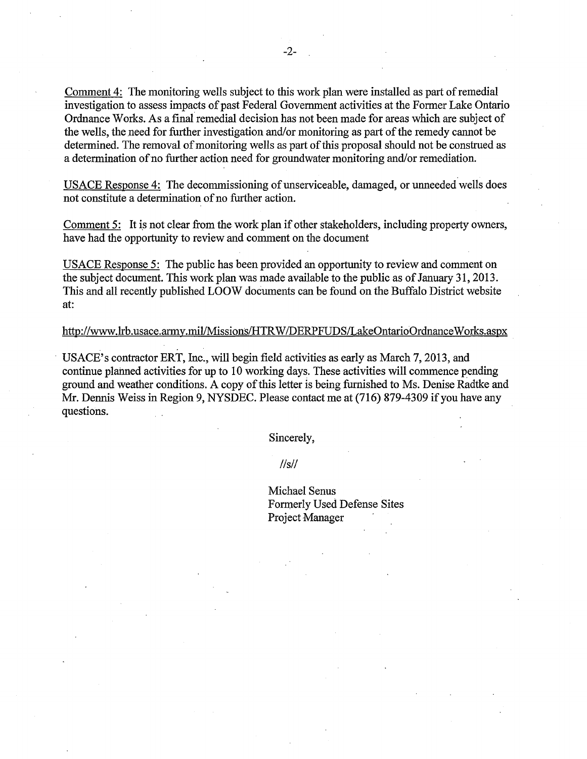Comment 4: The monitoring wells subject to this work plan were installed as part of remedial investigation to assess impacts of past Federal Government activities at the Former Lake Ontario Ordnance Works. As a final remedial decision has not been made for areas which are subject of the wells, the need for further investigation and/or monitoring as part of the remedy cannot be determined. The removal of monitoring wells as part of this proposal should not be construed as a determination of no further action need for groundwater monitoring and/or remediation.

USACE Response 4: The decommissioning of unserviceable, damaged, or unneeded wells does not constitute a determination of no further action.

Comment 5: It is not clear from the work plan if other stakeholders, including property owners, have had the opportunity to review and comment on the document

USACE Response 5: The public has been provided an opportunity to review and comment on the subject document. This work plan was made available to the public as of January 31, 2013. This and all recently published LOOW documents can be found on the Buffalo District website at:

http://www.lrb.usace.army.mil/Missions/HTRW/DERPFUDS/LakeOntarioOrdnanceWorks.aspx

USACE's contractor ERT, Inc., will begin field activities as early as March 7, 2013, and continue planned activities for up to 10 working days. These activities will commence pending ground and weather conditions. A copy of this letter is being furnished to Ms. Denise Radtke and Mr. Dennis Weiss in Region 9, NYSDEC. Please contact me at (716) 879-4309 if you have any questions.

Sincerely,

//s//

Michael Senus
Formerly Used Defense Sites
Project Manager